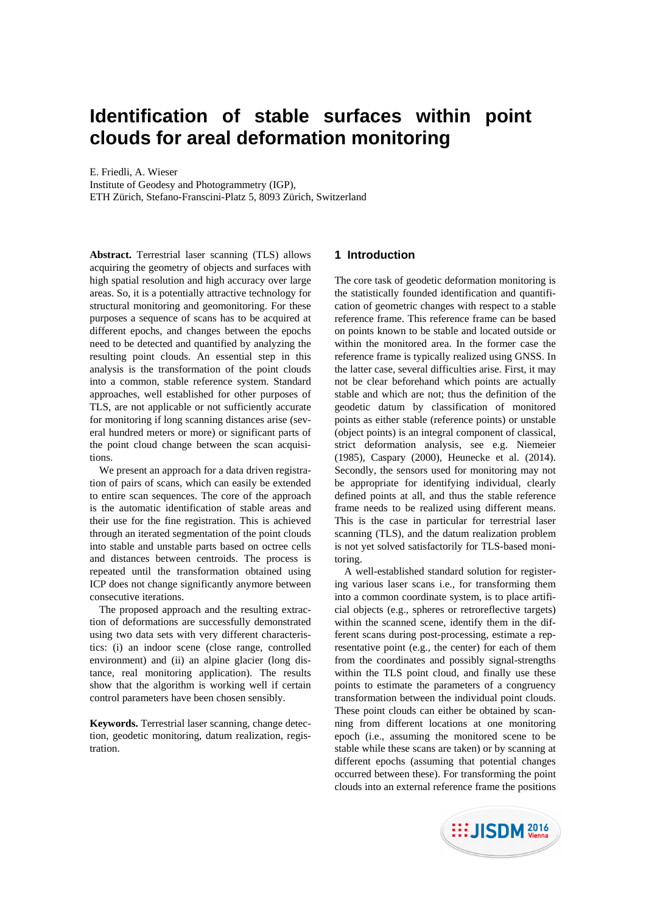# Identification of stable surfaces within point clouds for areal deformation monitoring

E. Friedli, A. Wieser

Institute of Geodesy and Photogrammetry (IGP),
ETH Zürich, Stefano-Franscini-Platz 5, 8093 Zürich, Switzerland

**Abstract.** Terrestrial laser scanning (TLS) allows acquiring the geometry of objects and surfaces with high spatial resolution and high accuracy over large areas. So, it is a potentially attractive technology for structural monitoring and geomonitoring. For these purposes a sequence of scans has to be acquired at different epochs, and changes between the epochs need to be detected and quantified by analyzing the resulting point clouds. An essential step in this analysis is the transformation of the point clouds into a common, stable reference system. Standard approaches, well established for other purposes of TLS, are not applicable or not sufficiently accurate for monitoring if long scanning distances arise (several hundred meters or more) or significant parts of the point cloud change between the scan acquisitions.

We present an approach for a data driven registration of pairs of scans, which can easily be extended to entire scan sequences. The core of the approach is the automatic identification of stable areas and their use for the fine registration. This is achieved through an iterated segmentation of the point clouds into stable and unstable parts based on octree cells and distances between centroids. The process is repeated until the transformation obtained using ICP does not change significantly anymore between consecutive iterations.

The proposed approach and the resulting extraction of deformations are successfully demonstrated using two data sets with very different characteristics: (i) an indoor scene (close range, controlled environment) and (ii) an alpine glacier (long distance, real monitoring application). The results show that the algorithm is working well if certain control parameters have been chosen sensibly.

**Keywords.** Terrestrial laser scanning, change detection, geodetic monitoring, datum realization, registration.

## 1 Introduction

The core task of geodetic deformation monitoring is the statistically founded identification and quantification of geometric changes with respect to a stable reference frame. This reference frame can be based on points known to be stable and located outside or within the monitored area. In the former case the reference frame is typically realized using GNSS. In the latter case, several difficulties arise. First, it may not be clear beforehand which points are actually stable and which are not; thus the definition of the geodetic datum by classification of monitored points as either stable (reference points) or unstable (object points) is an integral component of classical, strict deformation analysis, see e.g. Niemeier (1985), Caspary (2000), Heunecke et al. (2014). Secondly, the sensors used for monitoring may not be appropriate for identifying individual, clearly defined points at all, and thus the stable reference frame needs to be realized using different means. This is the case in particular for terrestrial laser scanning (TLS), and the datum realization problem is not yet solved satisfactorily for TLS-based monitoring.

A well-established standard solution for registering various laser scans i.e., for transforming them into a common coordinate system, is to place artificial objects (e.g., spheres or retroreflective targets) within the scanned scene, identify them in the different scans during post-processing, estimate a representative point (e.g., the center) for each of them from the coordinates and possibly signal-strengths within the TLS point cloud, and finally use these points to estimate the parameters of a congruency transformation between the individual point clouds. These point clouds can either be obtained by scanning from different locations at one monitoring epoch (i.e., assuming the monitored scene to be stable while these scans are taken) or by scanning at different epochs (assuming that potential changes occurred between these). For transforming the point clouds into an external reference frame the positions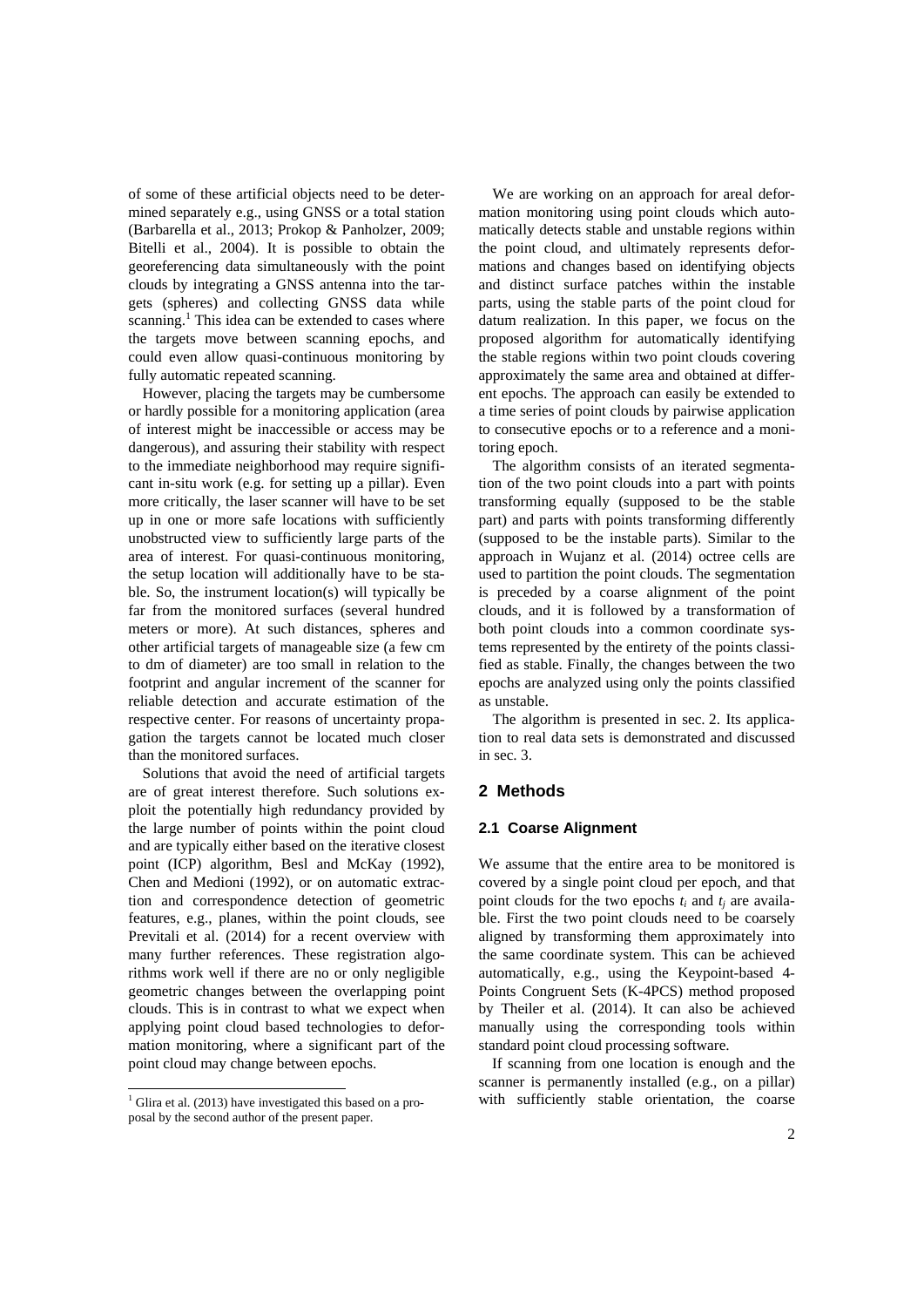of some of these artificial objects need to be determined separately e.g., using GNSS or a total station (Barbarella et al., 2013; Prokop & Panholzer, 2009; Bitelli et al., 2004). It is possible to obtain the georeferencing data simultaneously with the point clouds by integrating a GNSS antenna into the targets (spheres) and collecting GNSS data while scanning.[1] This idea can be extended to cases where the targets move between scanning epochs, and could even allow quasi-continuous monitoring by fully automatic repeated scanning.

However, placing the targets may be cumbersome or hardly possible for a monitoring application (area of interest might be inaccessible or access may be dangerous), and assuring their stability with respect to the immediate neighborhood may require significant in-situ work (e.g. for setting up a pillar). Even more critically, the laser scanner will have to be set up in one or more safe locations with sufficiently unobstructed view to sufficiently large parts of the area of interest. For quasi-continuous monitoring, the setup location will additionally have to be stable. So, the instrument location(s) will typically be far from the monitored surfaces (several hundred meters or more). At such distances, spheres and other artificial targets of manageable size (a few cm to dm of diameter) are too small in relation to the footprint and angular increment of the scanner for reliable detection and accurate estimation of the respective center. For reasons of uncertainty propagation the targets cannot be located much closer than the monitored surfaces.

Solutions that avoid the need of artificial targets are of great interest therefore. Such solutions exploit the potentially high redundancy provided by the large number of points within the point cloud and are typically either based on the iterative closest point (ICP) algorithm, Besl and McKay (1992), Chen and Medioni (1992), or on automatic extraction and correspondence detection of geometric features, e.g., planes, within the point clouds, see Previtali et al. (2014) for a recent overview with many further references. These registration algorithms work well if there are no or only negligible geometric changes between the overlapping point clouds. This is in contrast to what we expect when applying point cloud based technologies to deformation monitoring, where a significant part of the point cloud may change between epochs.

[1] Glira et al. (2013) have investigated this based on a proposal by the second author of the present paper.

We are working on an approach for areal deformation monitoring using point clouds which automatically detects stable and unstable regions within the point cloud, and ultimately represents deformations and changes based on identifying objects and distinct surface patches within the instable parts, using the stable parts of the point cloud for datum realization. In this paper, we focus on the proposed algorithm for automatically identifying the stable regions within two point clouds covering approximately the same area and obtained at different epochs. The approach can easily be extended to a time series of point clouds by pairwise application to consecutive epochs or to a reference and a monitoring epoch.

The algorithm consists of an iterated segmentation of the two point clouds into a part with points transforming equally (supposed to be the stable part) and parts with points transforming differently (supposed to be the instable parts). Similar to the approach in Wujanz et al. (2014) octree cells are used to partition the point clouds. The segmentation is preceded by a coarse alignment of the point clouds, and it is followed by a transformation of both point clouds into a common coordinate systems represented by the entirety of the points classified as stable. Finally, the changes between the two epochs are analyzed using only the points classified as unstable.

The algorithm is presented in sec. 2. Its application to real data sets is demonstrated and discussed in sec. 3.

## 2 Methods

### 2.1 Coarse Alignment

We assume that the entire area to be monitored is covered by a single point cloud per epoch, and that point clouds for the two epochs $t_i$ and $t_j$ are available. First the two point clouds need to be coarsely aligned by transforming them approximately into the same coordinate system. This can be achieved automatically, e.g., using the Keypoint-based 4-Points Congruent Sets (K-4PCS) method proposed by Theiler et al. (2014). It can also be achieved manually using the corresponding tools within standard point cloud processing software.

If scanning from one location is enough and the scanner is permanently installed (e.g., on a pillar) with sufficiently stable orientation, the coarse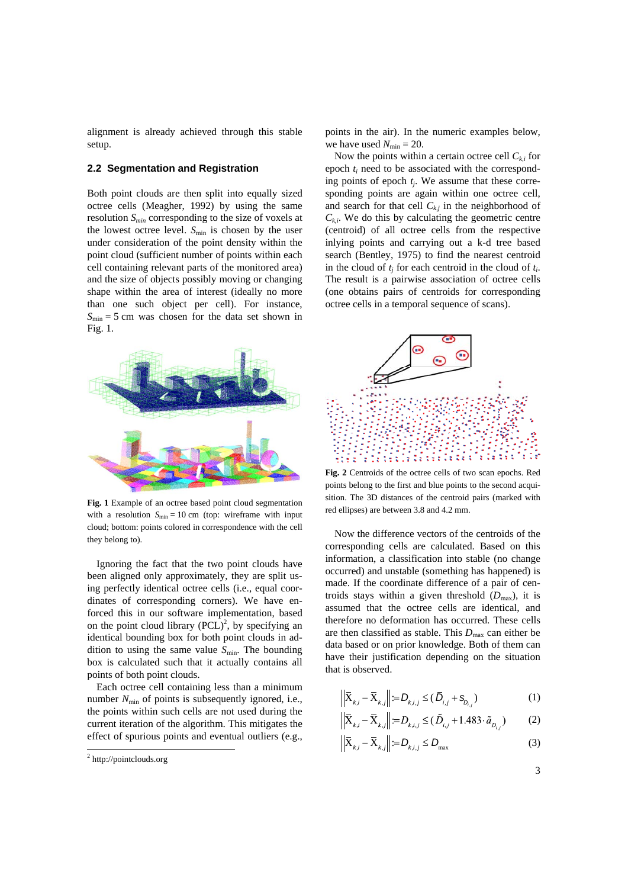alignment is already achieved through this stable setup.

### 2.2 Segmentation and Registration

Both point clouds are then split into equally sized octree cells (Meagher, 1992) by using the same resolution $S_{min}$ corresponding to the size of voxels at the lowest octree level. $S_{\min}$ is chosen by the user under consideration of the point density within the point cloud (sufficient number of points within each cell containing relevant parts of the monitored area) and the size of objects possibly moving or changing shape within the area of interest (ideally no more than one such object per cell). For instance, $S_{\min} = 5$ cm was chosen for the data set shown in Fig. 1.

**Fig. 1** Example of an octree based point cloud segmentation with a resolution $S_{\min} = 10$ cm (top: wireframe with input cloud; bottom: points colored in correspondence with the cell they belong to).

Ignoring the fact that the two point clouds have been aligned only approximately, they are split using perfectly identical octree cells (i.e., equal coordinates of corresponding corners). We have enforced this in our software implementation, based on the point cloud library (PCL)[2], by specifying an identical bounding box for both point clouds in addition to using the same value $S_{\min}$. The bounding box is calculated such that it actually contains all points of both point clouds.

Each octree cell containing less than a minimum number $N_{\min}$ of points is subsequently ignored, i.e., the points within such cells are not used during the current iteration of the algorithm. This mitigates the effect of spurious points and eventual outliers (e.g., points in the air). In the numeric examples below, we have used $N_{\min} = 20$.

Now the points within a certain octree cell $C_{k,i}$ for epoch $t_i$ need to be associated with the corresponding points of epoch $t_j$. We assume that these corresponding points are again within one octree cell, and search for that cell $C_{k,j}$ in the neighborhood of $C_{k,i}$. We do this by calculating the geometric centre (centroid) of all octree cells from the respective inlying points and carrying out a k-d tree based search (Bentley, 1975) to find the nearest centroid in the cloud of $t_j$ for each centroid in the cloud of $t_i$. The result is a pairwise association of octree cells (one obtains pairs of centroids for corresponding octree cells in a temporal sequence of scans).

**Fig. 2** Centroids of the octree cells of two scan epochs. Red points belong to the first and blue points to the second acquisition. The 3D distances of the centroid pairs (marked with red ellipses) are between 3.8 and 4.2 mm.

Now the difference vectors of the centroids of the corresponding cells are calculated. Based on this information, a classification into stable (no change occurred) and unstable (something has happened) is made. If the coordinate difference of a pair of centroids stays within a given threshold ($D_{\max}$), it is assumed that the octree cells are identical, and therefore no deformation has occurred. These cells are then classified as stable. This $D_{\max}$ can either be data based or on prior knowledge. Both of them can have their justification depending on the situation that is observed.

$$\left\|\bar{X}_{k,i} - \bar{X}_{k,j}\right\| := D_{k,i,j} \leq (\bar{D}_{i,j} + s_{D_{i,j}}) \tag{1}$$

$$\left\|\bar{X}_{k,i} - \bar{X}_{k,j}\right\| := D_{k,i,j} \leq (\tilde{D}_{i,j} + 1.483 \cdot \tilde{a}_{D_{i,j}}) \tag{2}$$

$$\left\|\bar{X}_{k,i} - \bar{X}_{k,j}\right\| := D_{k,i,j} \leq D_{\max} \tag{3}$$

[2] http://pointclouds.org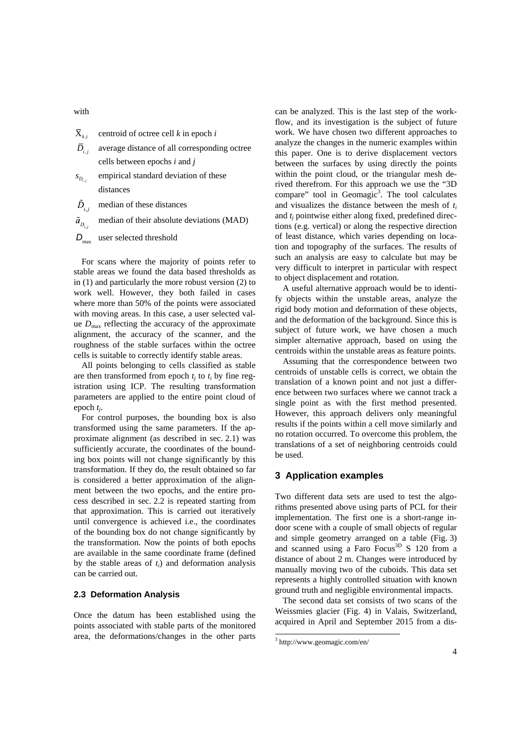with

$\bar{X}_{k,i}$ centroid of octree cell $k$ in epoch $i$

$\bar{D}_{i,j}$ average distance of all corresponding octree cells between epochs $i$ and $j$

$s_{D_{i,j}}$ empirical standard deviation of these distances

$\tilde{D}_{i,j}$ median of these distances

$\tilde{a}_{D_{i,j}}$ median of their absolute deviations (MAD)

$D_{\max}$ user selected threshold

For scans where the majority of points refer to stable areas we found the data based thresholds as in (1) and particularly the more robust version (2) to work well. However, they both failed in cases where more than 50% of the points were associated with moving areas. In this case, a user selected value $D_{\max}$ reflecting the accuracy of the approximate alignment, the accuracy of the scanner, and the roughness of the stable surfaces within the octree cells is suitable to correctly identify stable areas.

All points belonging to cells classified as stable are then transformed from epoch $t_j$ to $t_i$ by fine registration using ICP. The resulting transformation parameters are applied to the entire point cloud of epoch $t_j$.

For control purposes, the bounding box is also transformed using the same parameters. If the approximate alignment (as described in sec. 2.1) was sufficiently accurate, the coordinates of the bounding box points will not change significantly by this transformation. If they do, the result obtained so far is considered a better approximation of the alignment between the two epochs, and the entire process described in sec. 2.2 is repeated starting from that approximation. This is carried out iteratively until convergence is achieved i.e., the coordinates of the bounding box do not change significantly by the transformation. Now the points of both epochs are available in the same coordinate frame (defined by the stable areas of $t_i$) and deformation analysis can be carried out.

### 2.3 Deformation Analysis

Once the datum has been established using the points associated with stable parts of the monitored area, the deformations/changes in the other parts can be analyzed. This is the last step of the workflow, and its investigation is the subject of future work. We have chosen two different approaches to analyze the changes in the numeric examples within this paper. One is to derive displacement vectors between the surfaces by using directly the points within the point cloud, or the triangular mesh derived therefrom. For this approach we use the "3D compare" tool in Geomagic[3]. The tool calculates and visualizes the distance between the mesh of $t_i$ and $t_j$ pointwise either along fixed, predefined directions (e.g. vertical) or along the respective direction of least distance, which varies depending on location and topography of the surfaces. The results of such an analysis are easy to calculate but may be very difficult to interpret in particular with respect to object displacement and rotation.

A useful alternative approach would be to identify objects within the unstable areas, analyze the rigid body motion and deformation of these objects, and the deformation of the background. Since this is subject of future work, we have chosen a much simpler alternative approach, based on using the centroids within the unstable areas as feature points.

Assuming that the correspondence between two centroids of unstable cells is correct, we obtain the translation of a known point and not just a difference between two surfaces where we cannot track a single point as with the first method presented. However, this approach delivers only meaningful results if the points within a cell move similarly and no rotation occurred. To overcome this problem, the translations of a set of neighboring centroids could be used.

## 3 Application examples

Two different data sets are used to test the algorithms presented above using parts of PCL for their implementation. The first one is a short-range indoor scene with a couple of small objects of regular and simple geometry arranged on a table (Fig. 3) and scanned using a Faro Focus[3D] S 120 from a distance of about 2 m. Changes were introduced by manually moving two of the cuboids. This data set represents a highly controlled situation with known ground truth and negligible environmental impacts.

The second data set consists of two scans of the Weissmies glacier (Fig. 4) in Valais, Switzerland, acquired in April and September 2015 from a dis-

[3] http://www.geomagic.com/en/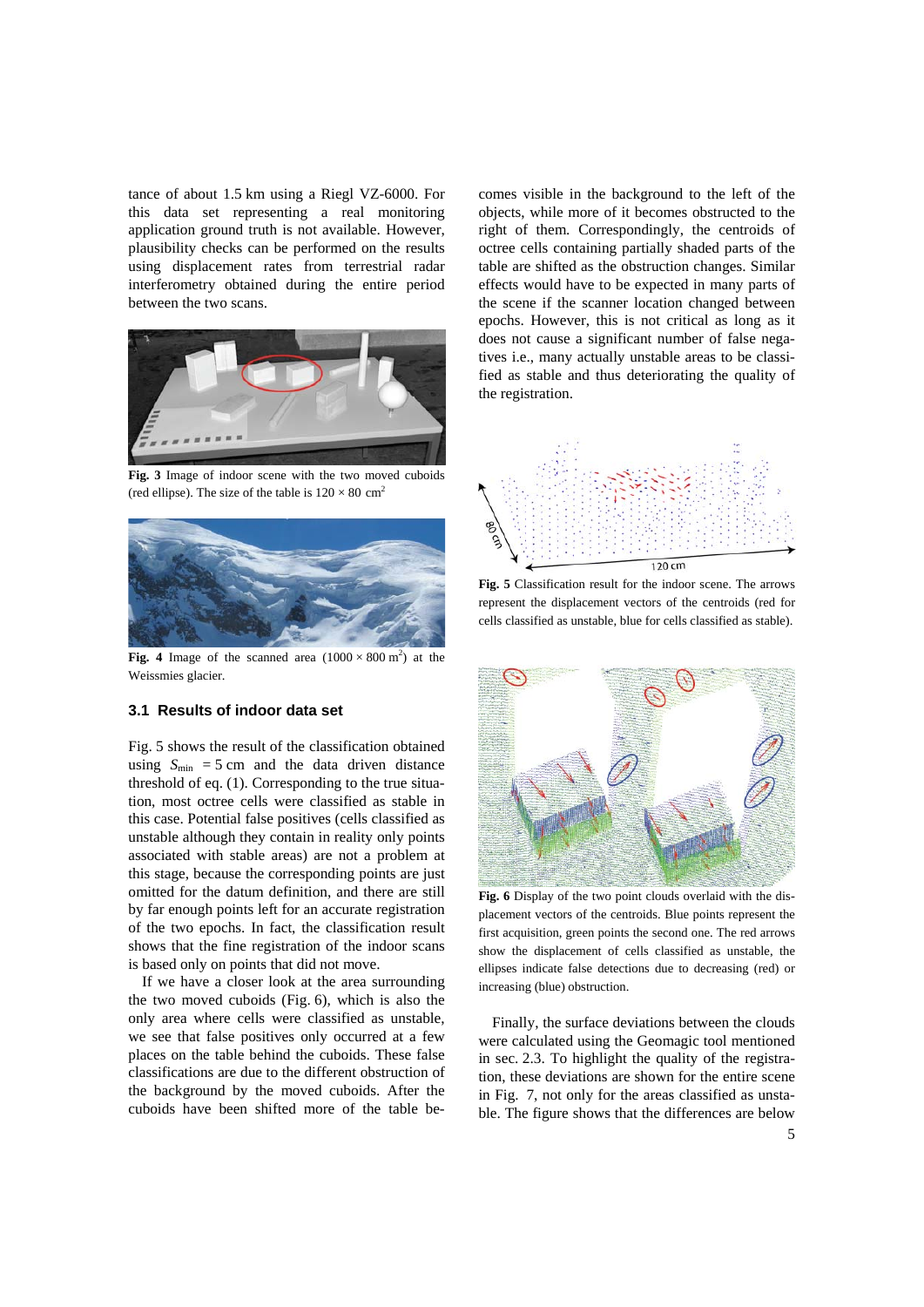tance of about 1.5 km using a Riegl VZ-6000. For this data set representing a real monitoring application ground truth is not available. However, plausibility checks can be performed on the results using displacement rates from terrestrial radar interferometry obtained during the entire period between the two scans.

**Fig. 3** Image of indoor scene with the two moved cuboids (red ellipse). The size of the table is $120 \times 80$ cm$^2$

**Fig. 4** Image of the scanned area ($1000 \times 800$ m$^2$) at the Weissmies glacier.

### 3.1 Results of indoor data set

Fig. 5 shows the result of the classification obtained using $S_{\min} = 5$ cm and the data driven distance threshold of eq. (1). Corresponding to the true situation, most octree cells were classified as stable in this case. Potential false positives (cells classified as unstable although they contain in reality only points associated with stable areas) are not a problem at this stage, because the corresponding points are just omitted for the datum definition, and there are still by far enough points left for an accurate registration of the two epochs. In fact, the classification result shows that the fine registration of the indoor scans is based only on points that did not move.

If we have a closer look at the area surrounding the two moved cuboids (Fig. 6), which is also the only area where cells were classified as unstable, we see that false positives only occurred at a few places on the table behind the cuboids. These false classifications are due to the different obstruction of the background by the moved cuboids. After the cuboids have been shifted more of the table becomes visible in the background to the left of the objects, while more of it becomes obstructed to the right of them. Correspondingly, the centroids of octree cells containing partially shaded parts of the table are shifted as the obstruction changes. Similar effects would have to be expected in many parts of the scene if the scanner location changed between epochs. However, this is not critical as long as it does not cause a significant number of false negatives i.e., many actually unstable areas to be classified as stable and thus deteriorating the quality of the registration.

**Fig. 5** Classification result for the indoor scene. The arrows represent the displacement vectors of the centroids (red for cells classified as unstable, blue for cells classified as stable).

**Fig. 6** Display of the two point clouds overlaid with the displacement vectors of the centroids. Blue points represent the first acquisition, green points the second one. The red arrows show the displacement of cells classified as unstable, the ellipses indicate false detections due to decreasing (red) or increasing (blue) obstruction.

Finally, the surface deviations between the clouds were calculated using the Geomagic tool mentioned in sec. 2.3. To highlight the quality of the registration, these deviations are shown for the entire scene in Fig. 7, not only for the areas classified as unstable. The figure shows that the differences are below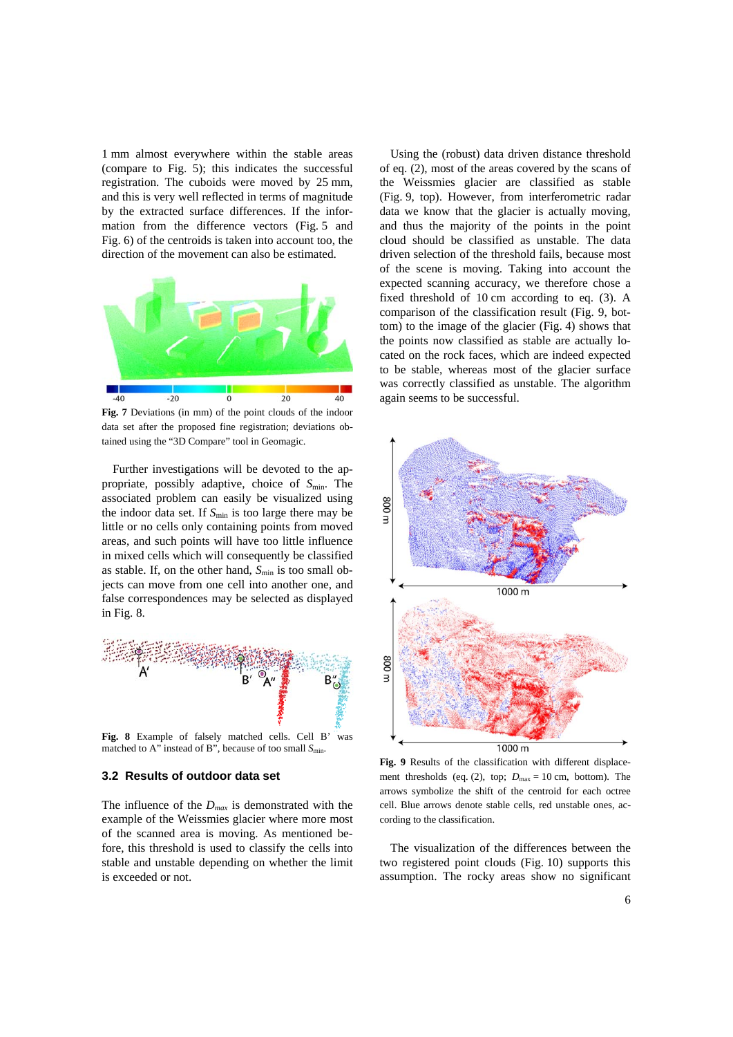1 mm almost everywhere within the stable areas (compare to Fig. 5); this indicates the successful registration. The cuboids were moved by 25 mm, and this is very well reflected in terms of magnitude by the extracted surface differences. If the information from the difference vectors (Fig. 5 and Fig. 6) of the centroids is taken into account too, the direction of the movement can also be estimated.

**Fig. 7** Deviations (in mm) of the point clouds of the indoor data set after the proposed fine registration; deviations obtained using the "3D Compare" tool in Geomagic.

Further investigations will be devoted to the appropriate, possibly adaptive, choice of $S_{min}$. The associated problem can easily be visualized using the indoor data set. If $S_{min}$ is too large there may be little or no cells only containing points from moved areas, and such points will have too little influence in mixed cells which will consequently be classified as stable. If, on the other hand, $S_{min}$ is too small objects can move from one cell into another one, and false correspondences may be selected as displayed in Fig. 8.

**Fig. 8** Example of falsely matched cells. Cell B' was matched to A" instead of B", because of too small $S_{min}$.

### 3.2 Results of outdoor data set

The influence of the $D_{max}$ is demonstrated with the example of the Weissmies glacier where more most of the scanned area is moving. As mentioned before, this threshold is used to classify the cells into stable and unstable depending on whether the limit is exceeded or not.

Using the (robust) data driven distance threshold of eq. (2), most of the areas covered by the scans of the Weissmies glacier are classified as stable (Fig. 9, top). However, from interferometric radar data we know that the glacier is actually moving, and thus the majority of the points in the point cloud should be classified as unstable. The data driven selection of the threshold fails, because most of the scene is moving. Taking into account the expected scanning accuracy, we therefore chose a fixed threshold of 10 cm according to eq. (3). A comparison of the classification result (Fig. 9, bottom) to the image of the glacier (Fig. 4) shows that the points now classified as stable are actually located on the rock faces, which are indeed expected to be stable, whereas most of the glacier surface was correctly classified as unstable. The algorithm again seems to be successful.

**Fig. 9** Results of the classification with different displacement thresholds (eq. (2), top; $D_{max}$ = 10 cm, bottom). The arrows symbolize the shift of the centroid for each octree cell. Blue arrows denote stable cells, red unstable ones, according to the classification.

The visualization of the differences between the two registered point clouds (Fig. 10) supports this assumption. The rocky areas show no significant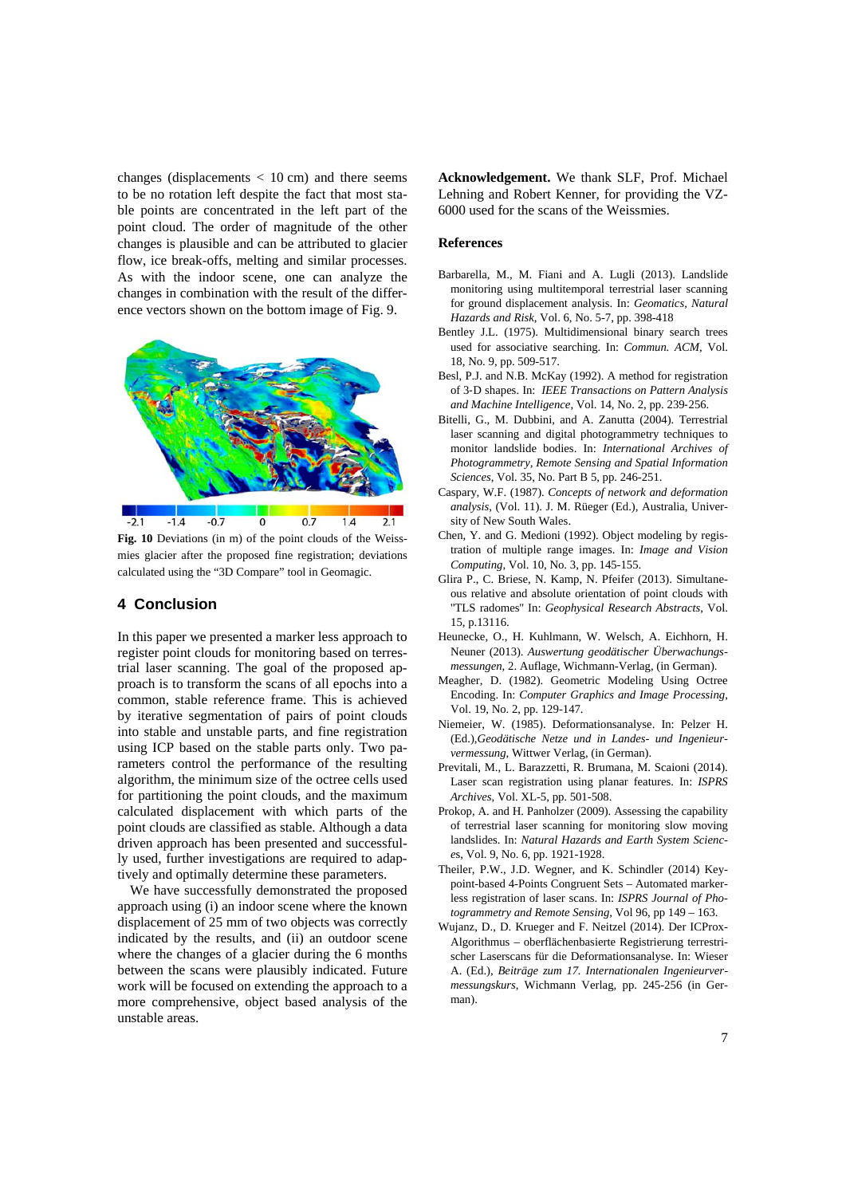changes (displacements < 10 cm) and there seems to be no rotation left despite the fact that most stable points are concentrated in the left part of the point cloud. The order of magnitude of the other changes is plausible and can be attributed to glacier flow, ice break-offs, melting and similar processes. As with the indoor scene, one can analyze the changes in combination with the result of the difference vectors shown on the bottom image of Fig. 9.

-2.1 -1.4 -0.7 0 0.7 1.4 2.1

**Fig. 10** Deviations (in m) of the point clouds of the Weissmies glacier after the proposed fine registration; deviations calculated using the "3D Compare" tool in Geomagic.

## 4 Conclusion

In this paper we presented a marker less approach to register point clouds for monitoring based on terrestrial laser scanning. The goal of the proposed approach is to transform the scans of all epochs into a common, stable reference frame. This is achieved by iterative segmentation of pairs of point clouds into stable and unstable parts, and fine registration using ICP based on the stable parts only. Two parameters control the performance of the resulting algorithm, the minimum size of the octree cells used for partitioning the point clouds, and the maximum calculated displacement with which parts of the point clouds are classified as stable. Although a data driven approach has been presented and successfully used, further investigations are required to adaptively and optimally determine these parameters.

We have successfully demonstrated the proposed approach using (i) an indoor scene where the known displacement of 25 mm of two objects was correctly indicated by the results, and (ii) an outdoor scene where the changes of a glacier during the 6 months between the scans were plausibly indicated. Future work will be focused on extending the approach to a more comprehensive, object based analysis of the unstable areas.

**Acknowledgement.** We thank SLF, Prof. Michael Lehning and Robert Kenner, for providing the VZ-6000 used for the scans of the Weissmies.

### References

Barbarella, M., M. Fiani and A. Lugli (2013). Landslide monitoring using multitemporal terrestrial laser scanning for ground displacement analysis. In: *Geomatics, Natural Hazards and Risk*, Vol. 6, No. 5-7, pp. 398-418

Bentley J.L. (1975). Multidimensional binary search trees used for associative searching. In: *Commun. ACM*, Vol. 18, No. 9, pp. 509-517.

Besl, P.J. and N.B. McKay (1992). A method for registration of 3-D shapes. In: *IEEE Transactions on Pattern Analysis and Machine Intelligence*, Vol. 14, No. 2, pp. 239-256.

Bitelli, G., M. Dubbini, and A. Zanutta (2004). Terrestrial laser scanning and digital photogrammetry techniques to monitor landslide bodies. In: *International Archives of Photogrammetry, Remote Sensing and Spatial Information Sciences*, Vol. 35, No. Part B 5, pp. 246-251.

Caspary, W.F. (1987). *Concepts of network and deformation analysis*, (Vol. 11). J. M. Rüeger (Ed.), Australia, University of New South Wales.

Chen, Y. and G. Medioni (1992). Object modeling by registration of multiple range images. In: *Image and Vision Computing*, Vol. 10, No. 3, pp. 145-155.

Glira P., C. Briese, N. Kamp, N. Pfeifer (2013). Simultaneous relative and absolute orientation of point clouds with "TLS radomes" In: *Geophysical Research Abstracts*, Vol. 15, p.13116.

Heunecke, O., H. Kuhlmann, W. Welsch, A. Eichhorn, H. Neuner (2013). *Auswertung geodätischer Überwachungsmessungen*, 2. Auflage, Wichmann-Verlag, (in German).

Meagher, D. (1982). Geometric Modeling Using Octree Encoding. In: *Computer Graphics and Image Processing*, Vol. 19, No. 2, pp. 129-147.

Niemeier, W. (1985). Deformationsanalyse. In: Pelzer H. (Ed.),*Geodätische Netze und in Landes- und Ingenieurvermessung*, Wittwer Verlag, (in German).

Previtali, M., L. Barazzetti, R. Brumana, M. Scaioni (2014). Laser scan registration using planar features. In: *ISPRS Archives*, Vol. XL-5, pp. 501-508.

Prokop, A. and H. Panholzer (2009). Assessing the capability of terrestrial laser scanning for monitoring slow moving landslides. In: *Natural Hazards and Earth System Sciences*, Vol. 9, No. 6, pp. 1921-1928.

Theiler, P.W., J.D. Wegner, and K. Schindler (2014) Keypoint-based 4-Points Congruent Sets – Automated markerless registration of laser scans. In: *ISPRS Journal of Photogrammetry and Remote Sensing*, Vol 96, pp 149 – 163.

Wujanz, D., D. Krueger and F. Neitzel (2014). Der ICProx-Algorithmus – oberflächenbasierte Registrierung terrestrischer Laserscans für die Deformationsanalyse. In: Wieser A. (Ed.), *Beiträge zum 17. Internationalen Ingenieurvermessungskurs*, Wichmann Verlag, pp. 245-256 (in German).